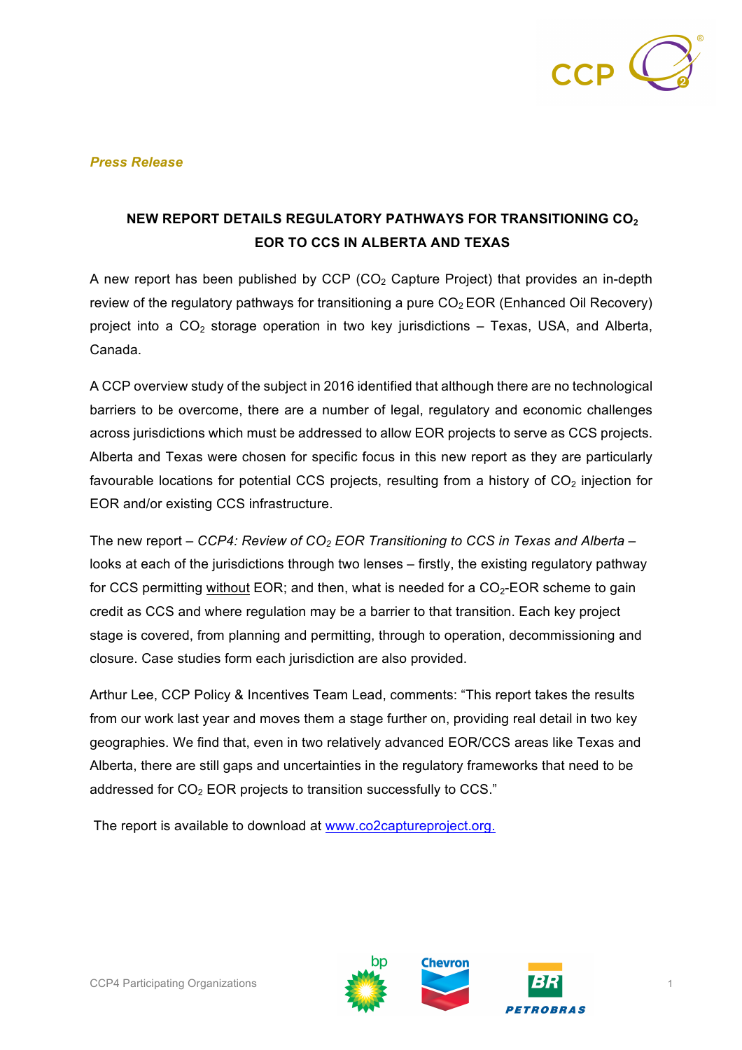*Press Release*

## NEW REPORT DETAILS REGULATORY PATHWAYS FOR TRANSITIONING $CO_2$ EOR TO CCS IN ALBERTA AND TEXAS

A new report has been published by CCP ($CO_2$ Capture Project) that provides an in-depth review of the regulatory pathways for transitioning a pure $CO_2$ EOR (Enhanced Oil Recovery) project into a $CO_2$ storage operation in two key jurisdictions – Texas, USA, and Alberta, Canada.

A CCP overview study of the subject in 2016 identified that although there are no technological barriers to be overcome, there are a number of legal, regulatory and economic challenges across jurisdictions which must be addressed to allow EOR projects to serve as CCS projects. Alberta and Texas were chosen for specific focus in this new report as they are particularly favourable locations for potential CCS projects, resulting from a history of $CO_2$ injection for EOR and/or existing CCS infrastructure.

The new report – *CCP4: Review of $CO_2$ EOR Transitioning to CCS in Texas and Alberta* – looks at each of the jurisdictions through two lenses – firstly, the existing regulatory pathway for CCS permitting without EOR; and then, what is needed for a $CO_2$-EOR scheme to gain credit as CCS and where regulation may be a barrier to that transition. Each key project stage is covered, from planning and permitting, through to operation, decommissioning and closure. Case studies form each jurisdiction are also provided.

Arthur Lee, CCP Policy & Incentives Team Lead, comments: "This report takes the results from our work last year and moves them a stage further on, providing real detail in two key geographies. We find that, even in two relatively advanced EOR/CCS areas like Texas and Alberta, there are still gaps and uncertainties in the regulatory frameworks that need to be addressed for $CO_2$ EOR projects to transition successfully to CCS."

The report is available to download at [www.co2captureproject.org.](www.co2captureproject.org)

CCP4 Participating Organizations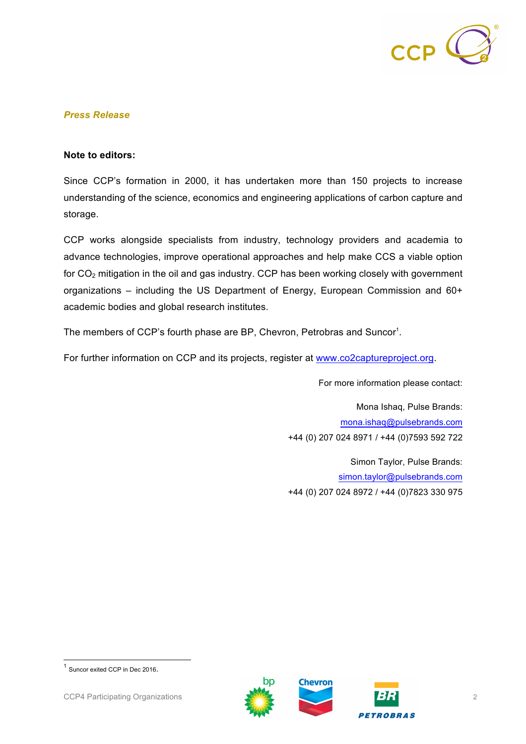*Press Release*

**Note to editors:**

Since CCP's formation in 2000, it has undertaken more than 150 projects to increase understanding of the science, economics and engineering applications of carbon capture and storage.

CCP works alongside specialists from industry, technology providers and academia to advance technologies, improve operational approaches and help make CCS a viable option for $CO_2$ mitigation in the oil and gas industry. CCP has been working closely with government organizations – including the US Department of Energy, European Commission and 60+ academic bodies and global research institutes.

The members of CCP's fourth phase are BP, Chevron, Petrobras and Suncor[1].

For further information on CCP and its projects, register at www.co2captureproject.org.

For more information please contact:

Mona Ishaq, Pulse Brands:
mona.ishaq@pulsebrands.com
+44 (0) 207 024 8971 / +44 (0)7593 592 722

Simon Taylor, Pulse Brands:
simon.taylor@pulsebrands.com
+44 (0) 207 024 8972 / +44 (0)7823 330 975

[1] Suncor exited CCP in Dec 2016.

CCP4 Participating Organizations